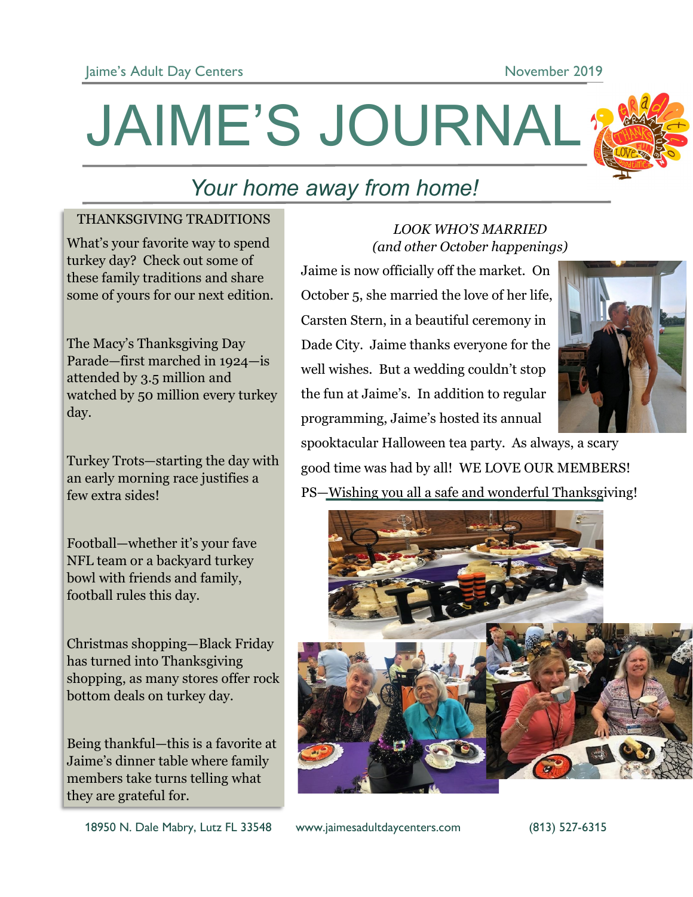Jaime's Adult Day Centers — November 2019

# JAIME'S JOURNAL

*Your home away from home!*

## THANKSGIVING TRADITIONS

What's your favorite way to spend turkey day? Check out some of these family traditions and share some of yours for our next edition.

The Macy's Thanksgiving Day Parade—first marched in 1924—is attended by 3.5 million and watched by 50 million every turkey day.

Turkey Trots—starting the day with an early morning race justifies a few extra sides!

Football—whether it's your fave NFL team or a backyard turkey bowl with friends and family, football rules this day.

Christmas shopping—Black Friday has turned into Thanksgiving shopping, as many stores offer rock bottom deals on turkey day.

Being thankful—this is a favorite at Jaime's dinner table where family members take turns telling what they are grateful for.

## *LOOK WHO'S MARRIED*
*(and other October happenings)*

Jaime is now officially off the market. On October 5, she married the love of her life, Carsten Stern, in a beautiful ceremony in Dade City. Jaime thanks everyone for the well wishes. But a wedding couldn't stop the fun at Jaime's. In addition to regular programming, Jaime's hosted its annual spooktacular Halloween tea party. As always, a scary good time was had by all! WE LOVE OUR MEMBERS! PS—Wishing you all a safe and wonderful Thanksgiving!

18950 N. Dale Mabry, Lutz FL 33548 www.jaimesadultdaycenters.com (813) 527-6315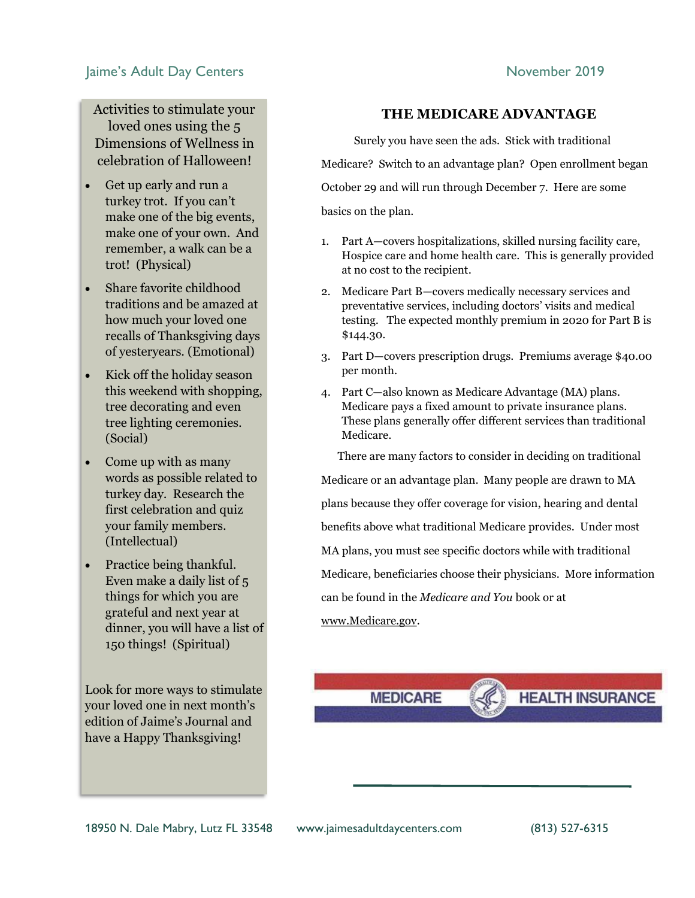Activities to stimulate your loved ones using the 5 Dimensions of Wellness in celebration of Halloween!

- Get up early and run a turkey trot. If you can't make one of the big events, make one of your own. And remember, a walk can be a trot! (Physical)
- Share favorite childhood traditions and be amazed at how much your loved one recalls of Thanksgiving days of yesteryears. (Emotional)
- Kick off the holiday season this weekend with shopping, tree decorating and even tree lighting ceremonies. (Social)
- Come up with as many words as possible related to turkey day. Research the first celebration and quiz your family members. (Intellectual)
- Practice being thankful. Even make a daily list of 5 things for which you are grateful and next year at dinner, you will have a list of 150 things! (Spiritual)

Look for more ways to stimulate your loved one in next month's edition of Jaime's Journal and have a Happy Thanksgiving!

## THE MEDICARE ADVANTAGE

Surely you have seen the ads. Stick with traditional Medicare? Switch to an advantage plan? Open enrollment began October 29 and will run through December 7. Here are some basics on the plan.

1. Part A—covers hospitalizations, skilled nursing facility care, Hospice care and home health care. This is generally provided at no cost to the recipient.
2. Medicare Part B—covers medically necessary services and preventative services, including doctors' visits and medical testing. The expected monthly premium in 2020 for Part B is $144.30.
3. Part D—covers prescription drugs. Premiums average $40.00 per month.
4. Part C—also known as Medicare Advantage (MA) plans. Medicare pays a fixed amount to private insurance plans. These plans generally offer different services than traditional Medicare.

There are many factors to consider in deciding on traditional Medicare or an advantage plan. Many people are drawn to MA plans because they offer coverage for vision, hearing and dental benefits above what traditional Medicare provides. Under most MA plans, you must see specific doctors while with traditional Medicare, beneficiaries choose their physicians. More information can be found in the *Medicare and You* book or at www.Medicare.gov.

MEDICARE HEALTH INSURANCE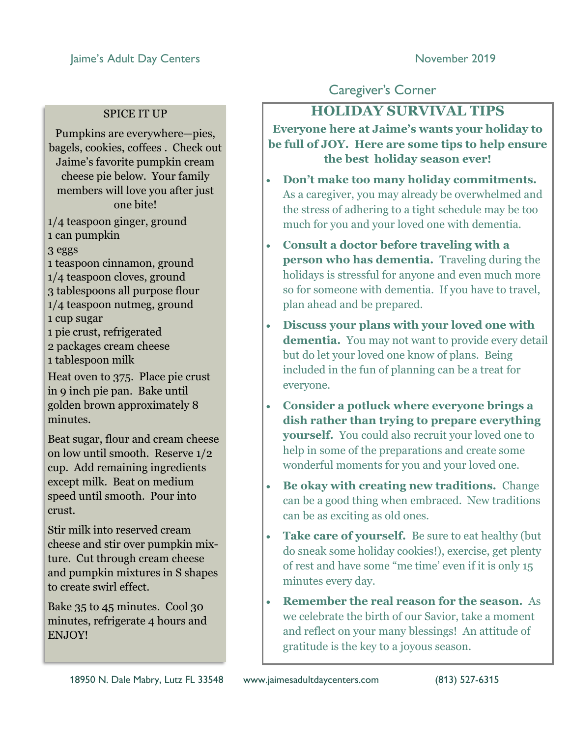## SPICE IT UP

Pumpkins are everywhere—pies, bagels, cookies, coffees . Check out Jaime's favorite pumpkin cream cheese pie below. Your family members will love you after just one bite!

1/4 teaspoon ginger, ground
1 can pumpkin
3 eggs
1 teaspoon cinnamon, ground
1/4 teaspoon cloves, ground
3 tablespoons all purpose flour
1/4 teaspoon nutmeg, ground
1 cup sugar
1 pie crust, refrigerated
2 packages cream cheese
1 tablespoon milk

Heat oven to 375. Place pie crust in 9 inch pie pan. Bake until golden brown approximately 8 minutes.

Beat sugar, flour and cream cheese on low until smooth. Reserve 1/2 cup. Add remaining ingredients except milk. Beat on medium speed until smooth. Pour into crust.

Stir milk into reserved cream cheese and stir over pumpkin mixture. Cut through cream cheese and pumpkin mixtures in S shapes to create swirl effect.

Bake 35 to 45 minutes. Cool 30 minutes, refrigerate 4 hours and ENJOY!

## Caregiver's Corner

### HOLIDAY SURVIVAL TIPS

**Everyone here at Jaime's wants your holiday to be full of JOY. Here are some tips to help ensure the best holiday season ever!**

- **Don't make too many holiday commitments.** As a caregiver, you may already be overwhelmed and the stress of adhering to a tight schedule may be too much for you and your loved one with dementia.
- **Consult a doctor before traveling with a person who has dementia.** Traveling during the holidays is stressful for anyone and even much more so for someone with dementia. If you have to travel, plan ahead and be prepared.
- **Discuss your plans with your loved one with dementia.** You may not want to provide every detail but do let your loved one know of plans. Being included in the fun of planning can be a treat for everyone.
- **Consider a potluck where everyone brings a dish rather than trying to prepare everything yourself.** You could also recruit your loved one to help in some of the preparations and create some wonderful moments for you and your loved one.
- **Be okay with creating new traditions.** Change can be a good thing when embraced. New traditions can be as exciting as old ones.
- **Take care of yourself.** Be sure to eat healthy (but do sneak some holiday cookies!), exercise, get plenty of rest and have some "me time' even if it is only 15 minutes every day.
- **Remember the real reason for the season.** As we celebrate the birth of our Savior, take a moment and reflect on your many blessings! An attitude of gratitude is the key to a joyous season.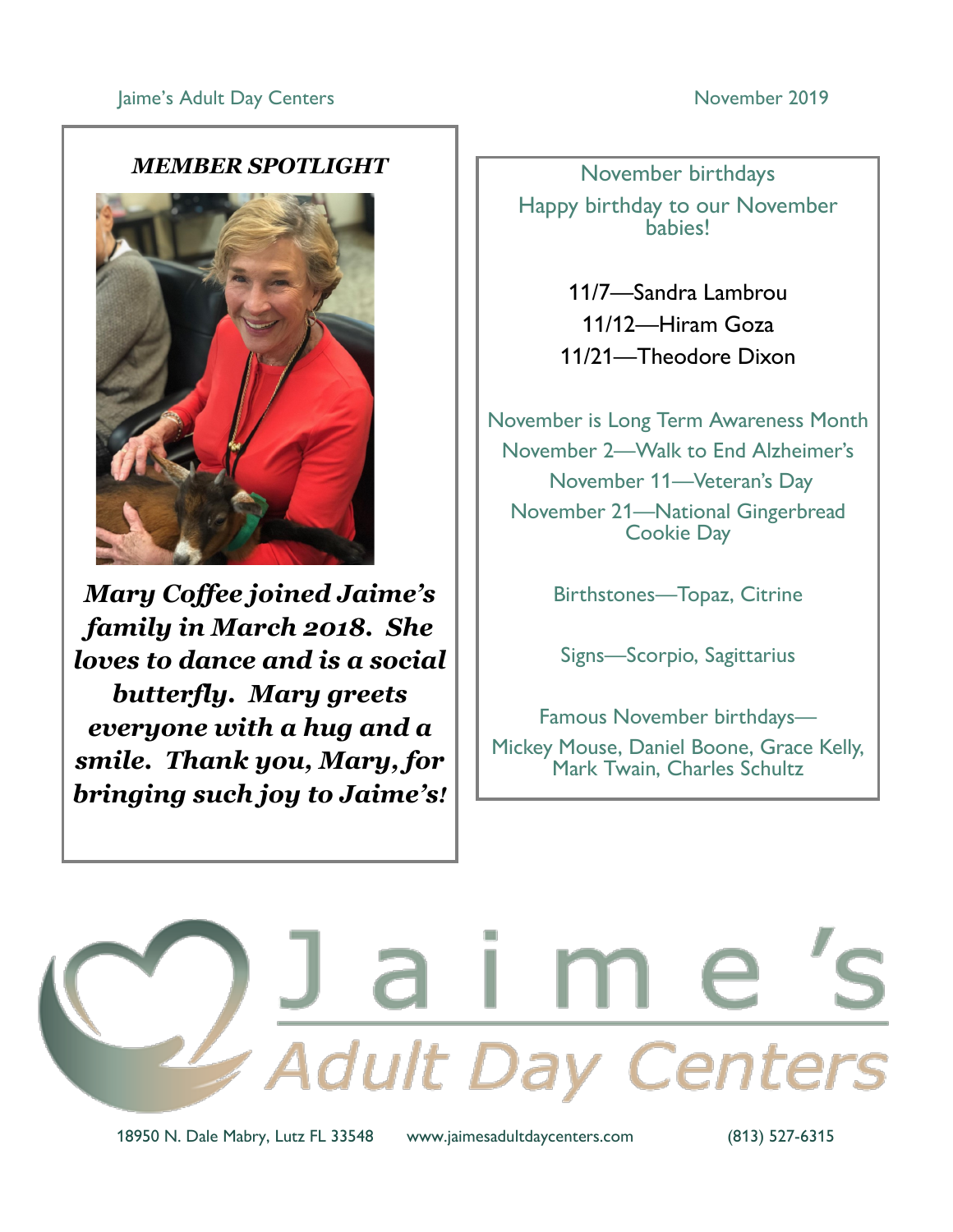### *MEMBER SPOTLIGHT*

***Mary Coffee joined Jaime's family in March 2018. She loves to dance and is a social butterfly. Mary greets everyone with a hug and a smile. Thank you, Mary, for bringing such joy to Jaime's!***

## November birthdays

Happy birthday to our November babies!

11/7—Sandra Lambrou
11/12—Hiram Goza
11/21—Theodore Dixon

November is Long Term Awareness Month
November 2—Walk to End Alzheimer's
November 11—Veteran's Day
November 21—National Gingerbread Cookie Day

Birthstones—Topaz, Citrine

Signs—Scorpio, Sagittarius

Famous November birthdays—
Mickey Mouse, Daniel Boone, Grace Kelly, Mark Twain, Charles Schultz

Jaime's Adult Day Centers

18950 N. Dale Mabry, Lutz FL 33548 www.jaimesadultdaycenters.com (813) 527-6315